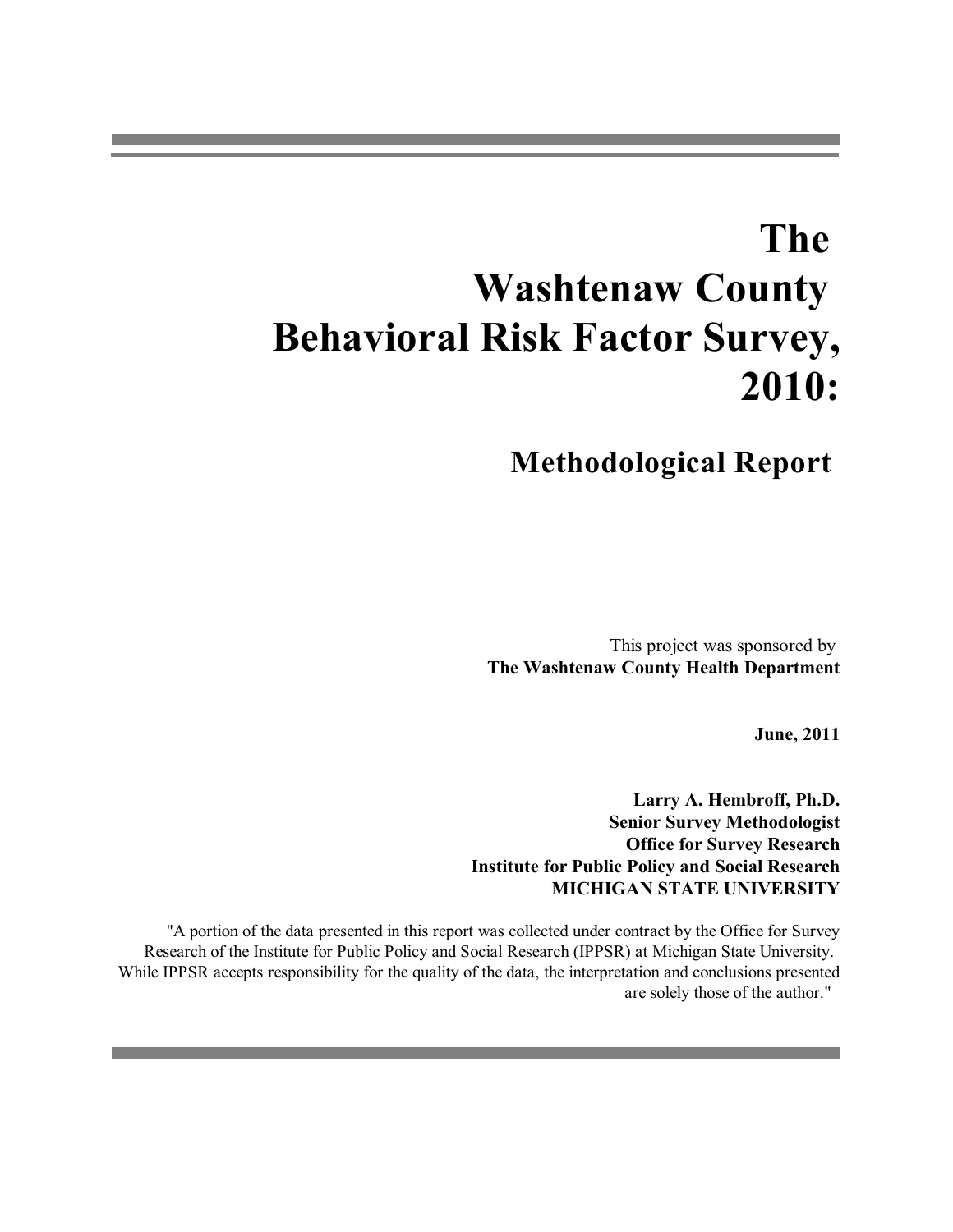# The Washtenaw County Behavioral Risk Factor Survey, 2010:

## Methodological Report

This project was sponsored by
**The Washtenaw County Health Department**

**June, 2011**

**Larry A. Hembroff, Ph.D.**
**Senior Survey Methodologist**
**Office for Survey Research**
**Institute for Public Policy and Social Research**
**MICHIGAN STATE UNIVERSITY**

"A portion of the data presented in this report was collected under contract by the Office for Survey Research of the Institute for Public Policy and Social Research (IPPSR) at Michigan State University. While IPPSR accepts responsibility for the quality of the data, the interpretation and conclusions presented are solely those of the author."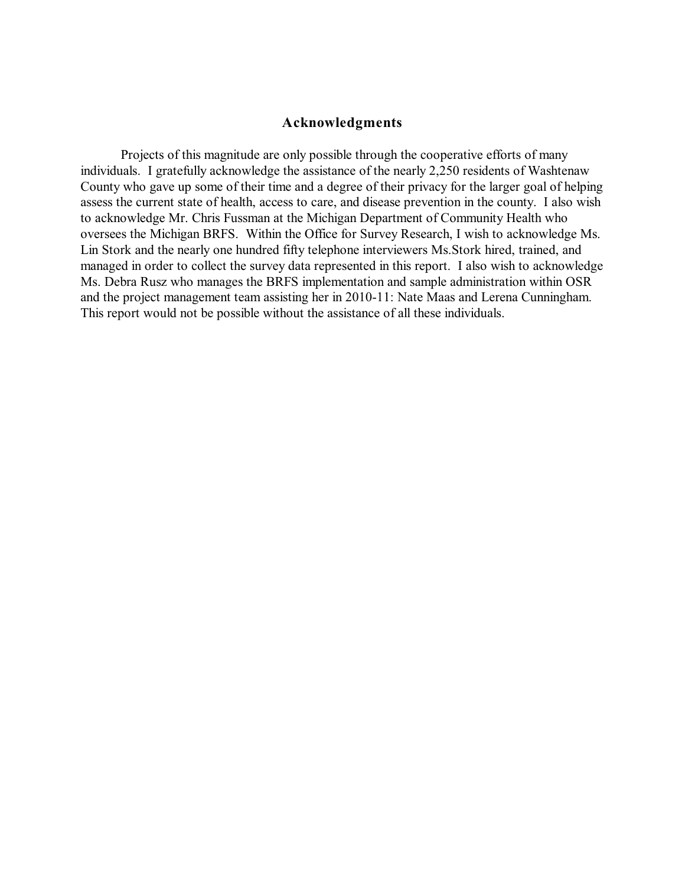## Acknowledgments

Projects of this magnitude are only possible through the cooperative efforts of many individuals. I gratefully acknowledge the assistance of the nearly 2,250 residents of Washtenaw County who gave up some of their time and a degree of their privacy for the larger goal of helping assess the current state of health, access to care, and disease prevention in the county. I also wish to acknowledge Mr. Chris Fussman at the Michigan Department of Community Health who oversees the Michigan BRFS. Within the Office for Survey Research, I wish to acknowledge Ms. Lin Stork and the nearly one hundred fifty telephone interviewers Ms.Stork hired, trained, and managed in order to collect the survey data represented in this report. I also wish to acknowledge Ms. Debra Rusz who manages the BRFS implementation and sample administration within OSR and the project management team assisting her in 2010-11: Nate Maas and Lerena Cunningham. This report would not be possible without the assistance of all these individuals.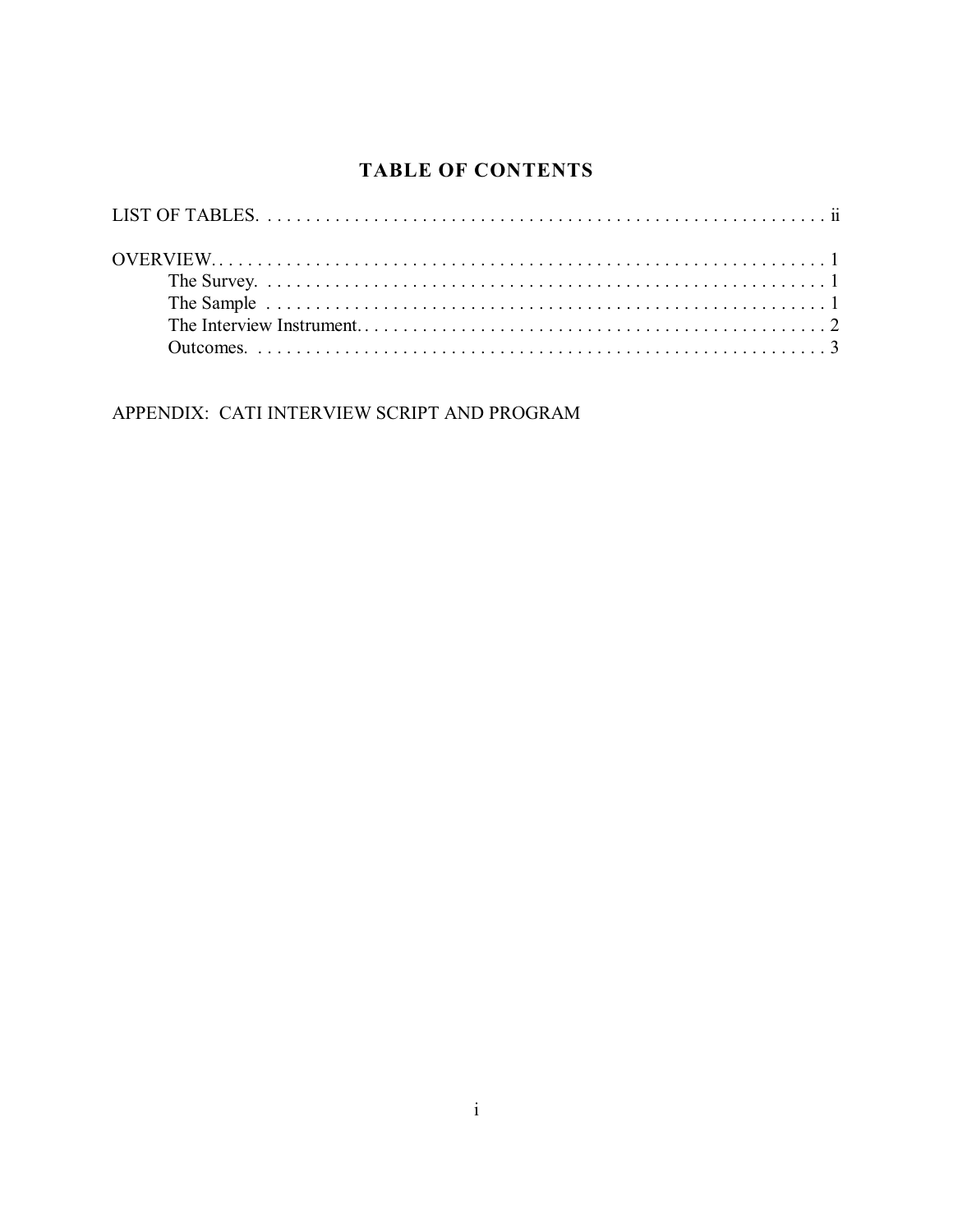# TABLE OF CONTENTS

LIST OF TABLES. . . . . . . . . . . . . . . . . . . . . . . . . . . . . . . . . . . . . . . . . . . . . . . . . . . . . . . . . . . ii

OVERVIEW. . . . . . . . . . . . . . . . . . . . . . . . . . . . . . . . . . . . . . . . . . . . . . . . . . . . . . . . . . . . . . 1
- The Survey. . . . . . . . . . . . . . . . . . . . . . . . . . . . . . . . . . . . . . . . . . . . . . . . . . . . . . . . . . . 1
- The Sample . . . . . . . . . . . . . . . . . . . . . . . . . . . . . . . . . . . . . . . . . . . . . . . . . . . . . . . . . . 1
- The Interview Instrument. . . . . . . . . . . . . . . . . . . . . . . . . . . . . . . . . . . . . . . . . . . . . . . . . 2
- Outcomes. . . . . . . . . . . . . . . . . . . . . . . . . . . . . . . . . . . . . . . . . . . . . . . . . . . . . . . . . . . . 3

APPENDIX: CATI INTERVIEW SCRIPT AND PROGRAM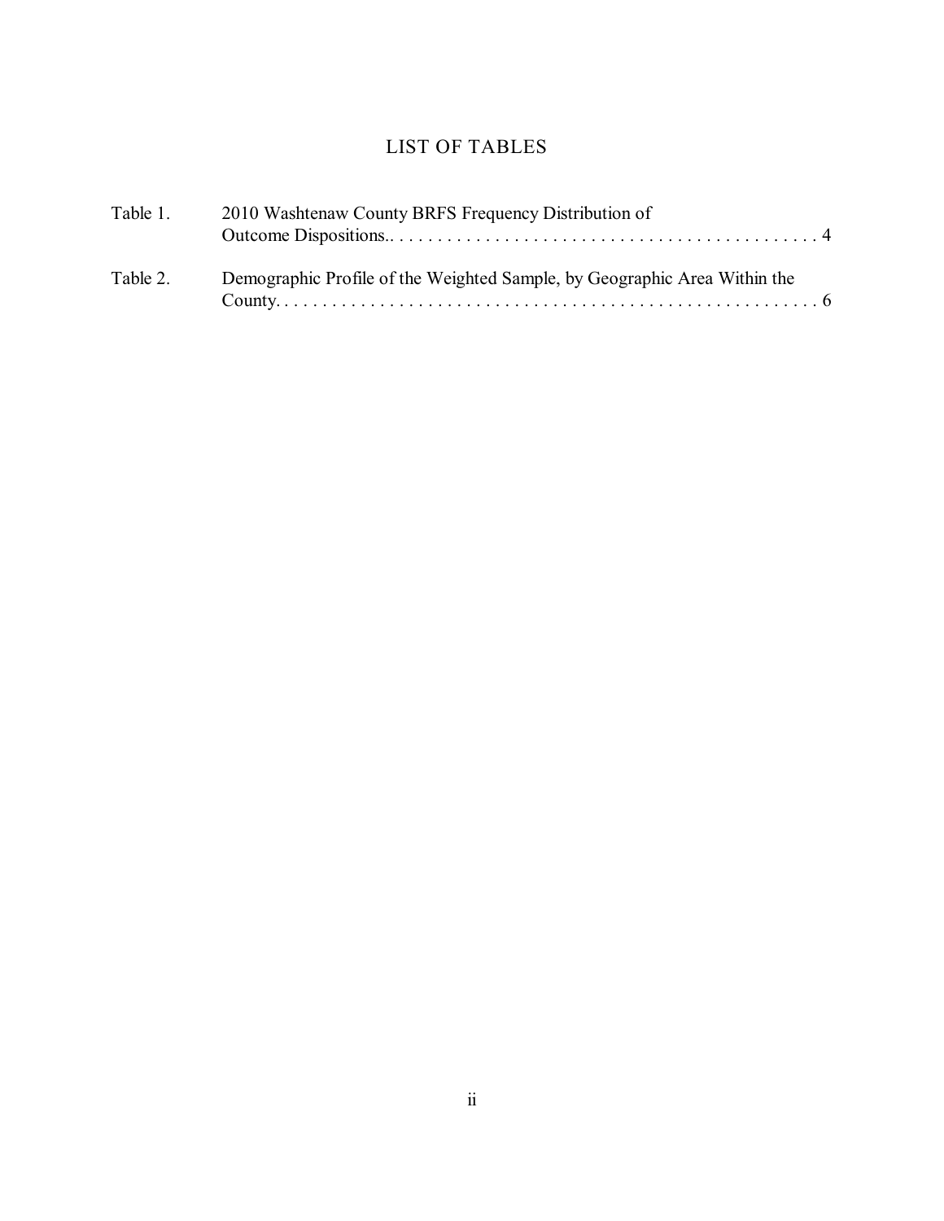# LIST OF TABLES

| | | |
|---|---|---|
| Table 1. | 2010 Washtenaw County BRFS Frequency Distribution of Outcome Dispositions.. | 4 |
| Table 2. | Demographic Profile of the Weighted Sample, by Geographic Area Within the County. | 6 |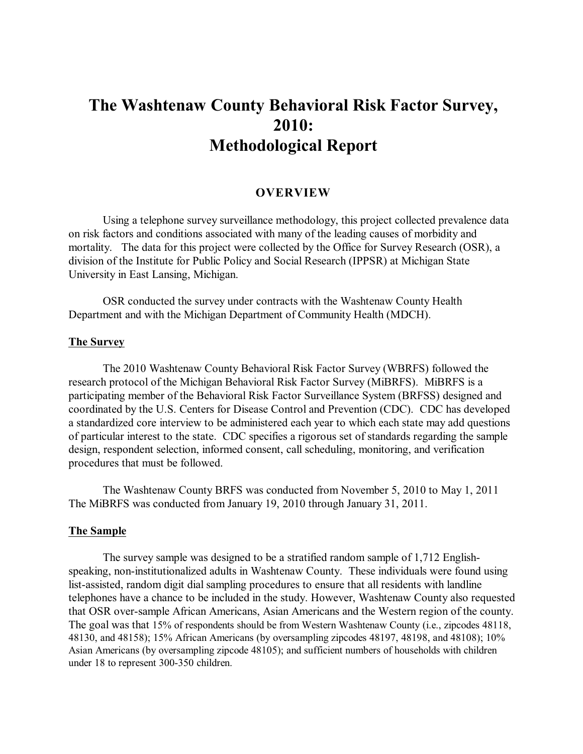# The Washtenaw County Behavioral Risk Factor Survey, 2010: Methodological Report

## OVERVIEW

Using a telephone survey surveillance methodology, this project collected prevalence data on risk factors and conditions associated with many of the leading causes of morbidity and mortality. The data for this project were collected by the Office for Survey Research (OSR), a division of the Institute for Public Policy and Social Research (IPPSR) at Michigan State University in East Lansing, Michigan.

OSR conducted the survey under contracts with the Washtenaw County Health Department and with the Michigan Department of Community Health (MDCH).

### The Survey

The 2010 Washtenaw County Behavioral Risk Factor Survey (WBRFS) followed the research protocol of the Michigan Behavioral Risk Factor Survey (MiBRFS). MiBRFS is a participating member of the Behavioral Risk Factor Surveillance System (BRFSS) designed and coordinated by the U.S. Centers for Disease Control and Prevention (CDC). CDC has developed a standardized core interview to be administered each year to which each state may add questions of particular interest to the state. CDC specifies a rigorous set of standards regarding the sample design, respondent selection, informed consent, call scheduling, monitoring, and verification procedures that must be followed.

The Washtenaw County BRFS was conducted from November 5, 2010 to May 1, 2011 The MiBRFS was conducted from January 19, 2010 through January 31, 2011.

### The Sample

The survey sample was designed to be a stratified random sample of 1,712 English-speaking, non-institutionalized adults in Washtenaw County. These individuals were found using list-assisted, random digit dial sampling procedures to ensure that all residents with landline telephones have a chance to be included in the study. However, Washtenaw County also requested that OSR over-sample African Americans, Asian Americans and the Western region of the county. The goal was that 15% of respondents should be from Western Washtenaw County (i.e., zipcodes 48118, 48130, and 48158); 15% African Americans (by oversampling zipcodes 48197, 48198, and 48108); 10% Asian Americans (by oversampling zipcode 48105); and sufficient numbers of households with children under 18 to represent 300-350 children.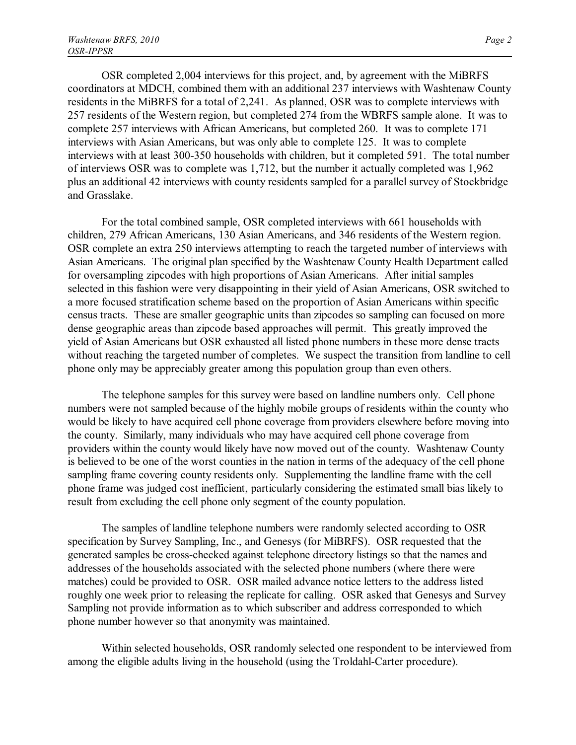OSR completed 2,004 interviews for this project, and, by agreement with the MiBRFS coordinators at MDCH, combined them with an additional 237 interviews with Washtenaw County residents in the MiBRFS for a total of 2,241. As planned, OSR was to complete interviews with 257 residents of the Western region, but completed 274 from the WBRFS sample alone. It was to complete 257 interviews with African Americans, but completed 260. It was to complete 171 interviews with Asian Americans, but was only able to complete 125. It was to complete interviews with at least 300-350 households with children, but it completed 591. The total number of interviews OSR was to complete was 1,712, but the number it actually completed was 1,962 plus an additional 42 interviews with county residents sampled for a parallel survey of Stockbridge and Grasslake.

For the total combined sample, OSR completed interviews with 661 households with children, 279 African Americans, 130 Asian Americans, and 346 residents of the Western region. OSR complete an extra 250 interviews attempting to reach the targeted number of interviews with Asian Americans. The original plan specified by the Washtenaw County Health Department called for oversampling zipcodes with high proportions of Asian Americans. After initial samples selected in this fashion were very disappointing in their yield of Asian Americans, OSR switched to a more focused stratification scheme based on the proportion of Asian Americans within specific census tracts. These are smaller geographic units than zipcodes so sampling can focused on more dense geographic areas than zipcode based approaches will permit. This greatly improved the yield of Asian Americans but OSR exhausted all listed phone numbers in these more dense tracts without reaching the targeted number of completes. We suspect the transition from landline to cell phone only may be appreciably greater among this population group than even others.

The telephone samples for this survey were based on landline numbers only. Cell phone numbers were not sampled because of the highly mobile groups of residents within the county who would be likely to have acquired cell phone coverage from providers elsewhere before moving into the county. Similarly, many individuals who may have acquired cell phone coverage from providers within the county would likely have now moved out of the county. Washtenaw County is believed to be one of the worst counties in the nation in terms of the adequacy of the cell phone sampling frame covering county residents only. Supplementing the landline frame with the cell phone frame was judged cost inefficient, particularly considering the estimated small bias likely to result from excluding the cell phone only segment of the county population.

The samples of landline telephone numbers were randomly selected according to OSR specification by Survey Sampling, Inc., and Genesys (for MiBRFS). OSR requested that the generated samples be cross-checked against telephone directory listings so that the names and addresses of the households associated with the selected phone numbers (where there were matches) could be provided to OSR. OSR mailed advance notice letters to the address listed roughly one week prior to releasing the replicate for calling. OSR asked that Genesys and Survey Sampling not provide information as to which subscriber and address corresponded to which phone number however so that anonymity was maintained.

Within selected households, OSR randomly selected one respondent to be interviewed from among the eligible adults living in the household (using the Troldahl-Carter procedure).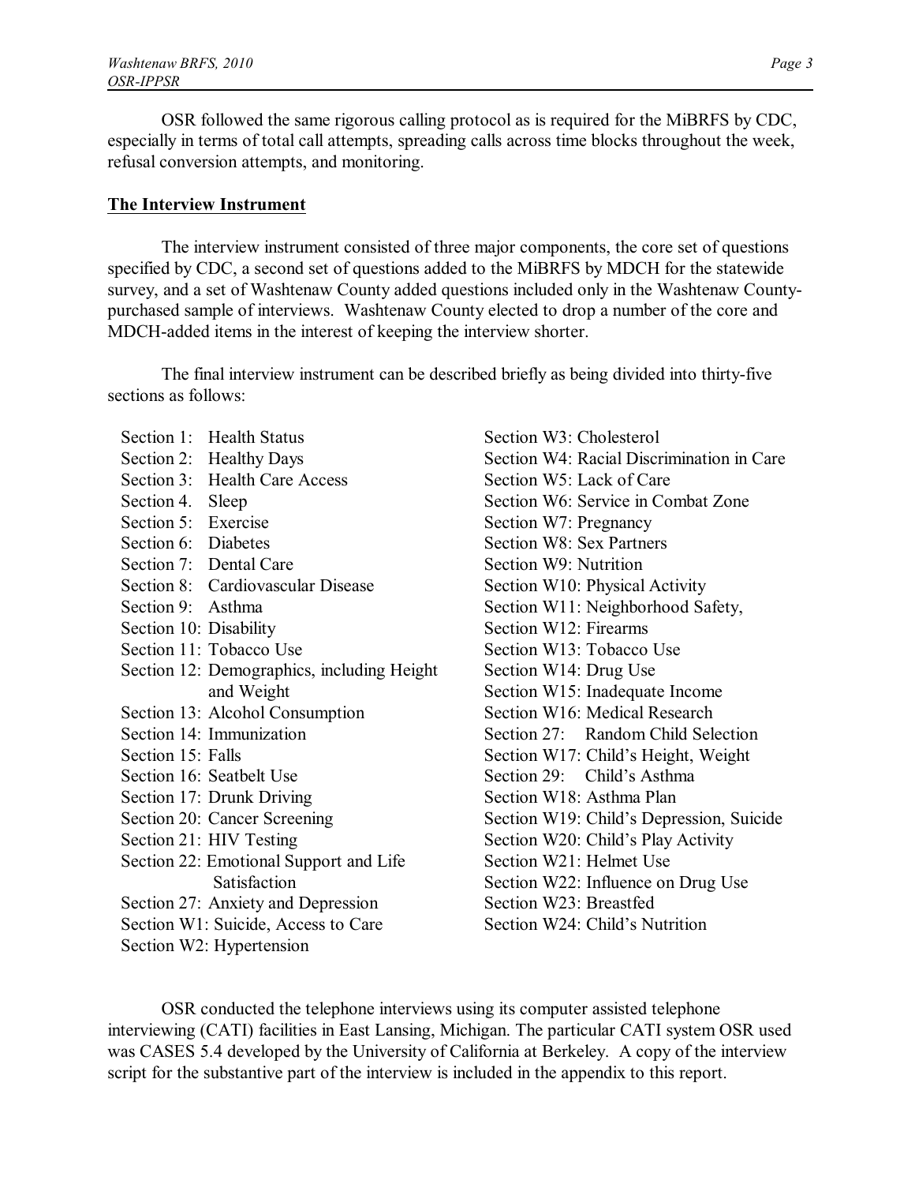OSR followed the same rigorous calling protocol as is required for the MiBRFS by CDC, especially in terms of total call attempts, spreading calls across time blocks throughout the week, refusal conversion attempts, and monitoring.

## The Interview Instrument

The interview instrument consisted of three major components, the core set of questions specified by CDC, a second set of questions added to the MiBRFS by MDCH for the statewide survey, and a set of Washtenaw County added questions included only in the Washtenaw County-purchased sample of interviews. Washtenaw County elected to drop a number of the core and MDCH-added items in the interest of keeping the interview shorter.

The final interview instrument can be described briefly as being divided into thirty-five sections as follows:

- Section 1: Health Status
- Section 2: Healthy Days
- Section 3: Health Care Access
- Section 4. Sleep
- Section 5: Exercise
- Section 6: Diabetes
- Section 7: Dental Care
- Section 8: Cardiovascular Disease
- Section 9: Asthma
- Section 10: Disability
- Section 11: Tobacco Use
- Section 12: Demographics, including Height and Weight
- Section 13: Alcohol Consumption
- Section 14: Immunization
- Section 15: Falls
- Section 16: Seatbelt Use
- Section 17: Drunk Driving
- Section 20: Cancer Screening
- Section 21: HIV Testing
- Section 22: Emotional Support and Life Satisfaction
- Section 27: Anxiety and Depression
- Section W1: Suicide, Access to Care
- Section W2: Hypertension
- Section W3: Cholesterol
- Section W4: Racial Discrimination in Care
- Section W5: Lack of Care
- Section W6: Service in Combat Zone
- Section W7: Pregnancy
- Section W8: Sex Partners
- Section W9: Nutrition
- Section W10: Physical Activity
- Section W11: Neighborhood Safety,
- Section W12: Firearms
- Section W13: Tobacco Use
- Section W14: Drug Use
- Section W15: Inadequate Income
- Section W16: Medical Research
- Section 27: Random Child Selection
- Section W17: Child's Height, Weight
- Section 29: Child's Asthma
- Section W18: Asthma Plan
- Section W19: Child's Depression, Suicide
- Section W20: Child's Play Activity
- Section W21: Helmet Use
- Section W22: Influence on Drug Use
- Section W23: Breastfed
- Section W24: Child's Nutrition

OSR conducted the telephone interviews using its computer assisted telephone interviewing (CATI) facilities in East Lansing, Michigan. The particular CATI system OSR used was CASES 5.4 developed by the University of California at Berkeley. A copy of the interview script for the substantive part of the interview is included in the appendix to this report.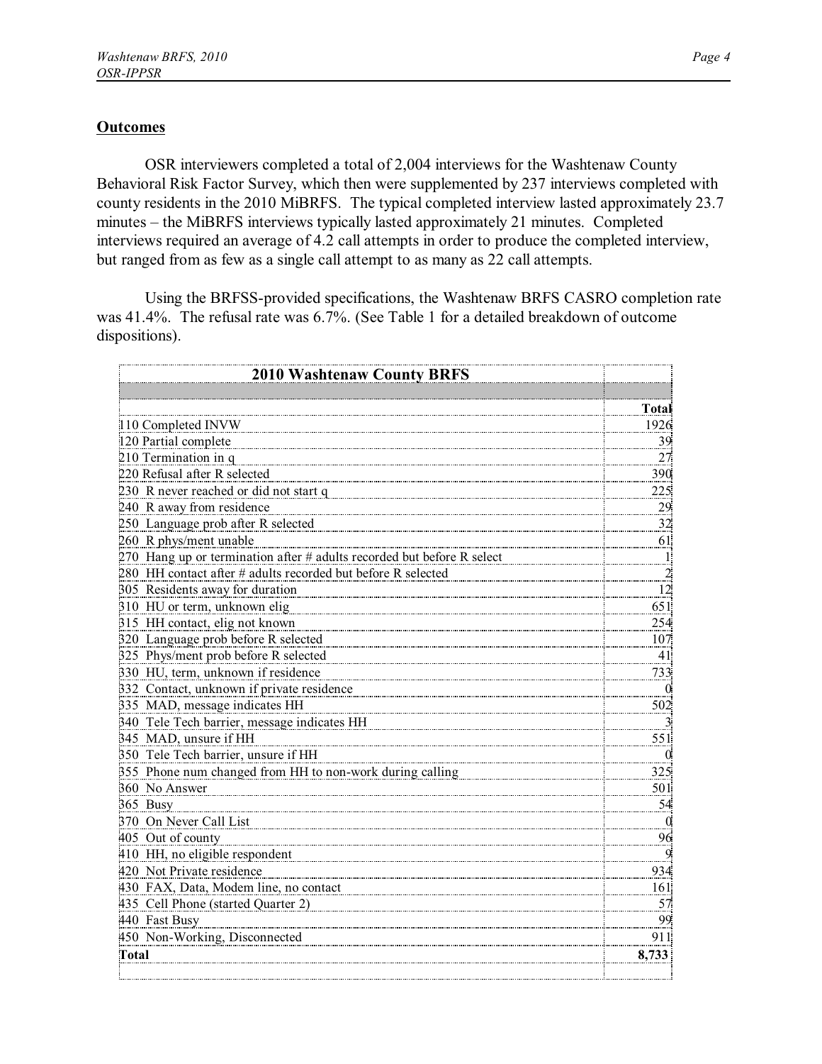**Outcomes**

OSR interviewers completed a total of 2,004 interviews for the Washtenaw County Behavioral Risk Factor Survey, which then were supplemented by 237 interviews completed with county residents in the 2010 MiBRFS. The typical completed interview lasted approximately 23.7 minutes – the MiBRFS interviews typically lasted approximately 21 minutes. Completed interviews required an average of 4.2 call attempts in order to produce the completed interview, but ranged from as few as a single call attempt to as many as 22 call attempts.

Using the BRFSS-provided specifications, the Washtenaw BRFS CASRO completion rate was 41.4%. The refusal rate was 6.7%. (See Table 1 for a detailed breakdown of outcome dispositions).

| 2010 Washtenaw County BRFS | Total |
|---|---|
| 110 Completed INVW | 1926 |
| 120 Partial complete | 39 |
| 210 Termination in q | 27 |
| 220 Refusal after R selected | 390 |
| 230 R never reached or did not start q | 225 |
| 240 R away from residence | 29 |
| 250 Language prob after R selected | 32 |
| 260 R phys/ment unable | 61 |
| 270 Hang up or termination after # adults recorded but before R select | 1 |
| 280 HH contact after # adults recorded but before R selected | 2 |
| 305 Residents away for duration | 12 |
| 310 HU or term, unknown elig | 651 |
| 315 HH contact, elig not known | 254 |
| 320 Language prob before R selected | 107 |
| 325 Phys/ment prob before R selected | 41 |
| 330 HU, term, unknown if residence | 733 |
| 332 Contact, unknown if private residence | 0 |
| 335 MAD, message indicates HH | 502 |
| 340 Tele Tech barrier, message indicates HH | 3 |
| 345 MAD, unsure if HH | 551 |
| 350 Tele Tech barrier, unsure if HH | 0 |
| 355 Phone num changed from HH to non-work during calling | 325 |
| 360 No Answer | 501 |
| 365 Busy | 54 |
| 370 On Never Call List | 0 |
| 405 Out of county | 96 |
| 410 HH, no eligible respondent | 9 |
| 420 Not Private residence | 934 |
| 430 FAX, Data, Modem line, no contact | 161 |
| 435 Cell Phone (started Quarter 2) | 57 |
| 440 Fast Busy | 99 |
| 450 Non-Working, Disconnected | 911 |
| **Total** | **8,733** |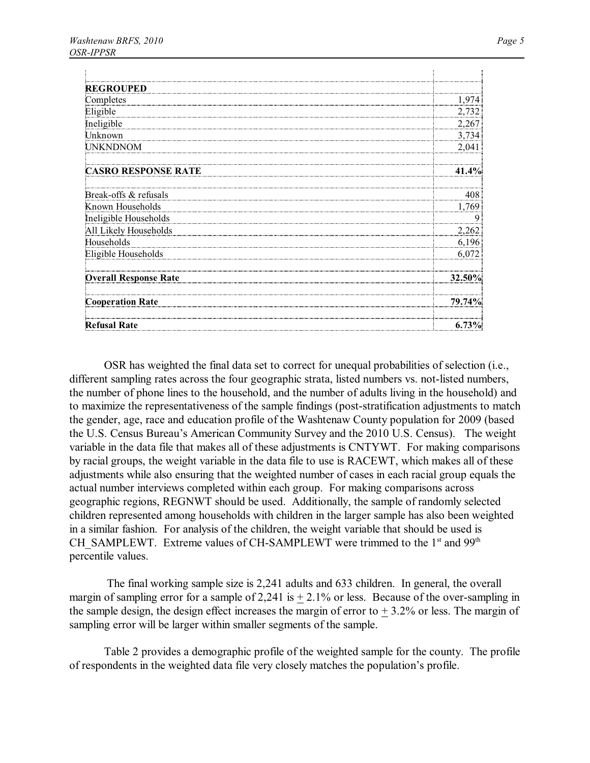| | |
|---|---|
| **REGROUPED** | |
| Completes | 1,974 |
| Eligible | 2,732 |
| Ineligible | 2,267 |
| Unknown | 3,734 |
| UNKNDNOM | 2,041 |
| | |
| **CASRO RESPONSE RATE** | **41.4%** |
| | |
| Break-offs & refusals | 408 |
| Known Households | 1,769 |
| Ineligible Households | 9 |
| All Likely Households | 2,262 |
| Households | 6,196 |
| Eligible Households | 6,072 |
| | |
| **Overall Response Rate** | **32.50%** |
| | |
| **Cooperation Rate** | **79.74%** |
| | |
| **Refusal Rate** | **6.73%** |

OSR has weighted the final data set to correct for unequal probabilities of selection (i.e., different sampling rates across the four geographic strata, listed numbers vs. not-listed numbers, the number of phone lines to the household, and the number of adults living in the household) and to maximize the representativeness of the sample findings (post-stratification adjustments to match the gender, age, race and education profile of the Washtenaw County population for 2009 (based the U.S. Census Bureau's American Community Survey and the 2010 U.S. Census). The weight variable in the data file that makes all of these adjustments is CNTYWT. For making comparisons by racial groups, the weight variable in the data file to use is RACEWT, which makes all of these adjustments while also ensuring that the weighted number of cases in each racial group equals the actual number interviews completed within each group. For making comparisons across geographic regions, REGNWT should be used. Additionally, the sample of randomly selected children represented among households with children in the larger sample has also been weighted in a similar fashion. For analysis of the children, the weight variable that should be used is CH_SAMPLEWT. Extreme values of CH-SAMPLEWT were trimmed to the 1st and 99th percentile values.

The final working sample size is 2,241 adults and 633 children. In general, the overall margin of sampling error for a sample of 2,241 is ± 2.1% or less. Because of the over-sampling in the sample design, the design effect increases the margin of error to ± 3.2% or less. The margin of sampling error will be larger within smaller segments of the sample.

Table 2 provides a demographic profile of the weighted sample for the county. The profile of respondents in the weighted data file very closely matches the population's profile.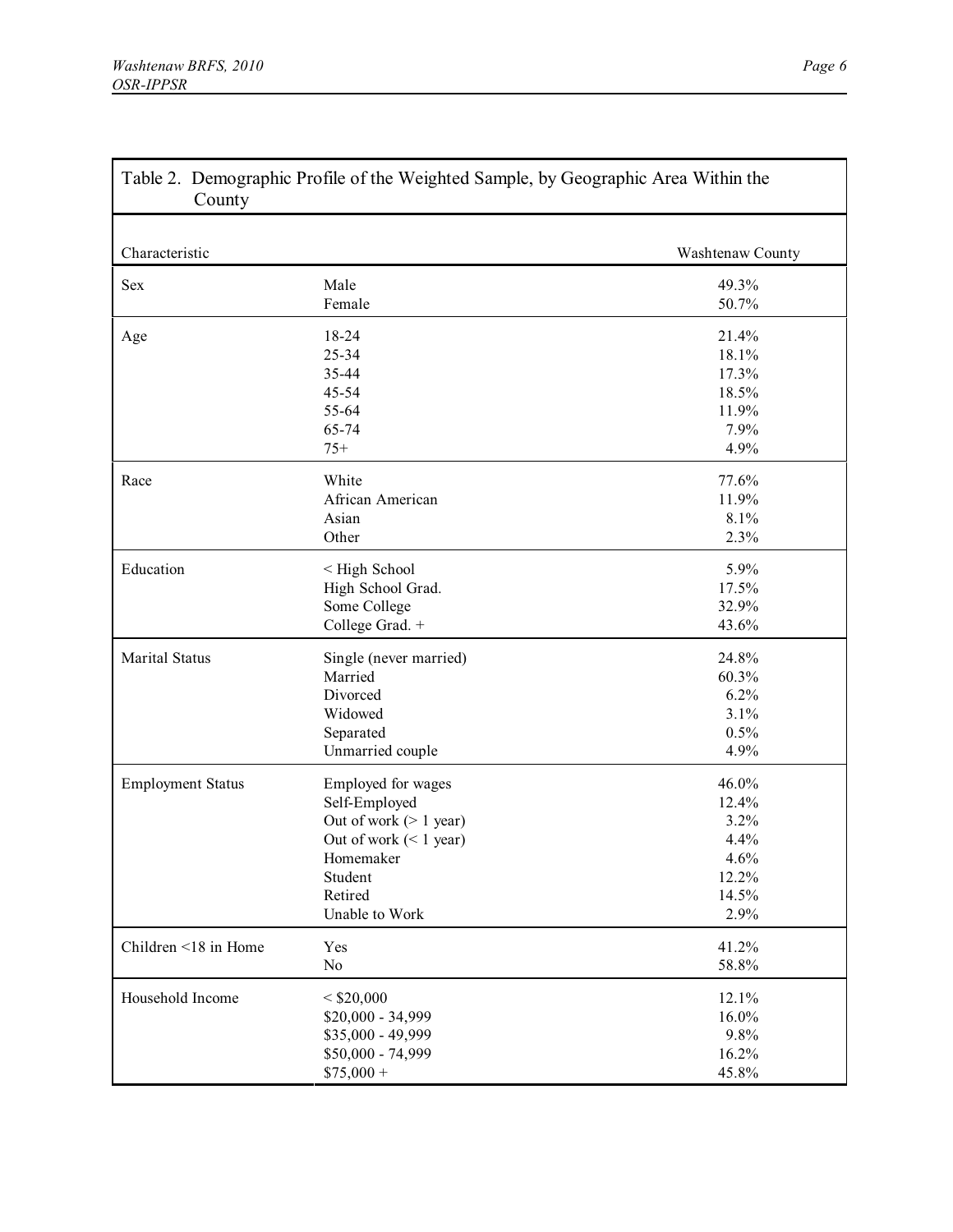Table 2. Demographic Profile of the Weighted Sample, by Geographic Area Within the County

| Characteristic | | Washtenaw County |
|---|---|---|
| Sex | Male | 49.3% |
| | Female | 50.7% |
| Age | 18-24 | 21.4% |
| | 25-34 | 18.1% |
| | 35-44 | 17.3% |
| | 45-54 | 18.5% |
| | 55-64 | 11.9% |
| | 65-74 | 7.9% |
| | 75+ | 4.9% |
| Race | White | 77.6% |
| | African American | 11.9% |
| | Asian | 8.1% |
| | Other | 2.3% |
| Education | < High School | 5.9% |
| | High School Grad. | 17.5% |
| | Some College | 32.9% |
| | College Grad. + | 43.6% |
| Marital Status | Single (never married) | 24.8% |
| | Married | 60.3% |
| | Divorced | 6.2% |
| | Widowed | 3.1% |
| | Separated | 0.5% |
| | Unmarried couple | 4.9% |
| Employment Status | Employed for wages | 46.0% |
| | Self-Employed | 12.4% |
| | Out of work (> 1 year) | 3.2% |
| | Out of work (< 1 year) | 4.4% |
| | Homemaker | 4.6% |
| | Student | 12.2% |
| | Retired | 14.5% |
| | Unable to Work | 2.9% |
| Children <18 in Home | Yes | 41.2% |
| | No | 58.8% |
| Household Income | < $20,000 | 12.1% |
| | $20,000 - 34,999 | 16.0% |
| | $35,000 - 49,999 | 9.8% |
| | $50,000 - 74,999 | 16.2% |
| | $75,000 + | 45.8% |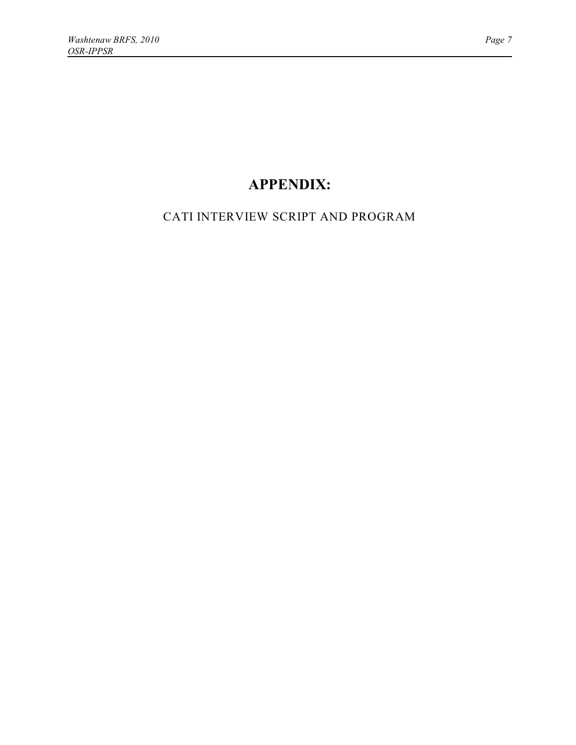# APPENDIX:

CATI INTERVIEW SCRIPT AND PROGRAM